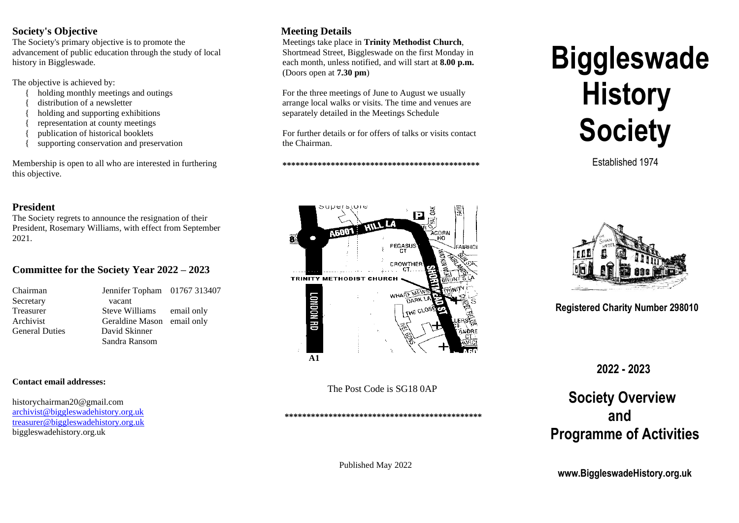## Society's Objective

The Society's primary objective is to promote the advancement of public education through the study of local history in Biggleswade.

The objective is achieved by:

- holding monthly meetings and outings
- distribution of a newsletter
- holding and supporting exhibitions
- representation at county meetings
- publication of historical booklets
- supporting conservation and preservation

Membership is open to all who are interested in furthering this objective.

## President

The Society regrets to announce the resignation of their President, Rosemary Williams, with effect from September 2021.

## Committee for the Society Year 2022 – 2023

| | | |
|---|---|---|
| Chairman | Jennifer Topham | 01767 313407 |
| Secretary | vacant | |
| Treasurer | Steve Williams | email only |
| Archivist | Geraldine Mason | email only |
| General Duties | David Skinner | |
| | Sandra Ransom | |

**Contact email addresses:**

historychairman20@gmail.com
archivist@biggleswadehistory.org.uk
treasurer@biggleswadehistory.org.uk
biggleswadehistory.org.uk

## Meeting Details

Meetings take place in **Trinity Methodist Church**, Shortmead Street, Biggleswade on the first Monday in each month, unless notified, and will start at **8.00 p.m.** (Doors open at **7.30 pm**)

For the three meetings of June to August we usually arrange local walks or visits. The time and venues are separately detailed in the Meetings Schedule

For further details or for offers of talks or visits contact the Chairman.

**\*\*\*\*\*\*\*\*\*\*\*\*\*\*\*\*\*\*\*\*\*\*\*\*\*\*\*\*\*\*\*\*\*\*\*\*\*\*\*\*\*\*\*\*\*\***

The Post Code is SG18 0AP

**\*\*\*\*\*\*\*\*\*\*\*\*\*\*\*\*\*\*\*\*\*\*\*\*\*\*\*\*\*\*\*\*\*\*\*\*\*\*\*\*\*\*\*\*\*\***

Published May 2022

# Biggleswade History Society

Established 1974

**Registered Charity Number 298010**

**2022 - 2023**

## Society Overview and Programme of Activities

**www.BiggleswadeHistory.org.uk**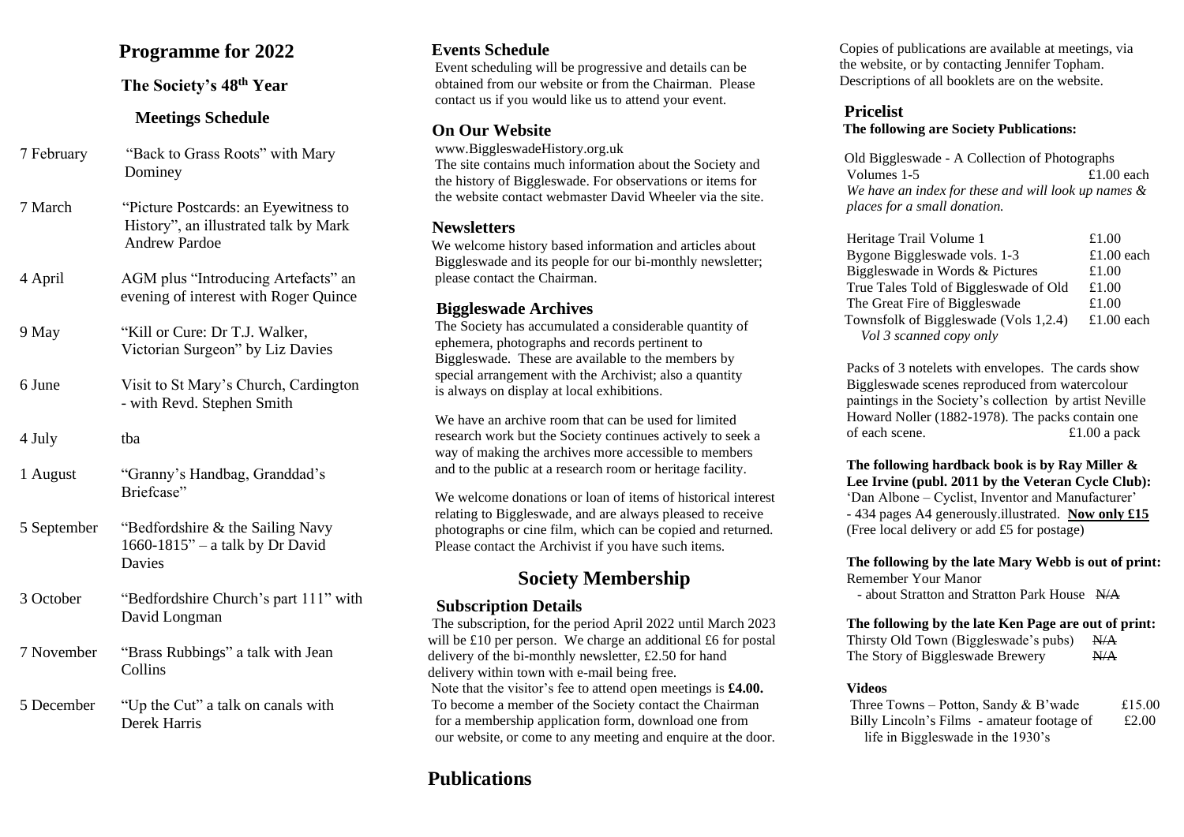# Programme for 2022

## The Society's 48th Year

### Meetings Schedule

| | |
|---|---|
| 7 February | "Back to Grass Roots" with Mary Dominey |
| 7 March | "Picture Postcards: an Eyewitness to History", an illustrated talk by Mark Andrew Pardoe |
| 4 April | AGM plus "Introducing Artefacts" an evening of interest with Roger Quince |
| 9 May | "Kill or Cure: Dr T.J. Walker, Victorian Surgeon" by Liz Davies |
| 6 June | Visit to St Mary's Church, Cardington - with Revd. Stephen Smith |
| 4 July | tba |
| 1 August | "Granny's Handbag, Granddad's Briefcase" |
| 5 September | "Bedfordshire & the Sailing Navy 1660-1815" – a talk by Dr David Davies |
| 3 October | "Bedfordshire Church's part 111" with David Longman |
| 7 November | "Brass Rubbings" a talk with Jean Collins |
| 5 December | "Up the Cut" a talk on canals with Derek Harris |

### Events Schedule

Event scheduling will be progressive and details can be obtained from our website or from the Chairman. Please contact us if you would like us to attend your event.

### On Our Website

www.BiggleswadeHistory.org.uk
The site contains much information about the Society and the history of Biggleswade. For observations or items for the website contact webmaster David Wheeler via the site.

### Newsletters

We welcome history based information and articles about Biggleswade and its people for our bi-monthly newsletter; please contact the Chairman.

### Biggleswade Archives

The Society has accumulated a considerable quantity of ephemera, photographs and records pertinent to Biggleswade. These are available to the members by special arrangement with the Archivist; also a quantity is always on display at local exhibitions.

We have an archive room that can be used for limited research work but the Society continues actively to seek a way of making the archives more accessible to members and to the public at a research room or heritage facility.

We welcome donations or loan of items of historical interest relating to Biggleswade, and are always pleased to receive photographs or cine film, which can be copied and returned. Please contact the Archivist if you have such items.

## Society Membership

### Subscription Details

The subscription, for the period April 2022 until March 2023 will be £10 per person. We charge an additional £6 for postal delivery of the bi-monthly newsletter, £2.50 for hand delivery within town with e-mail being free.
Note that the visitor's fee to attend open meetings is **£4.00.**
To become a member of the Society contact the Chairman for a membership application form, download one from our website, or come to any meeting and enquire at the door.

## Publications

Copies of publications are available at meetings, via the website, or by contacting Jennifer Topham. Descriptions of all booklets are on the website.

### Pricelist

**The following are Society Publications:**

| | |
|---|---|
| Old Biggleswade - A Collection of Photographs Volumes 1-5 | £1.00 each |

*We have an index for these and will look up names & places for a small donation.*

| | |
|---|---|
| Heritage Trail Volume 1 | £1.00 |
| Bygone Biggleswade vols. 1-3 | £1.00 each |
| Biggleswade in Words & Pictures | £1.00 |
| True Tales Told of Biggleswade of Old | £1.00 |
| The Great Fire of Biggleswade | £1.00 |
| Townsfolk of Biggleswade (Vols 1,2.4) *Vol 3 scanned copy only* | £1.00 each |

Packs of 3 notelets with envelopes. The cards show Biggleswade scenes reproduced from watercolour paintings in the Society's collection by artist Neville Howard Noller (1882-1978). The packs contain one of each scene. £1.00 a pack

**The following hardback book is by Ray Miller & Lee Irvine (publ. 2011 by the Veteran Cycle Club):**
'Dan Albone – Cyclist, Inventor and Manufacturer'
- 434 pages A4 generously.illustrated. **Now only £15**
(Free local delivery or add £5 for postage)

**The following by the late Mary Webb is out of print:**
Remember Your Manor
- about Stratton and Stratton Park House ~~N/A~~

**The following by the late Ken Page are out of print:**

| | |
|---|---|
| Thirsty Old Town (Biggleswade's pubs) | ~~N/A~~ |
| The Story of Biggleswade Brewery | ~~N/A~~ |

**Videos**

| | |
|---|---|
| Three Towns – Potton, Sandy & B'wade | £15.00 |
| Billy Lincoln's Films - amateur footage of life in Biggleswade in the 1930's | £2.00 |